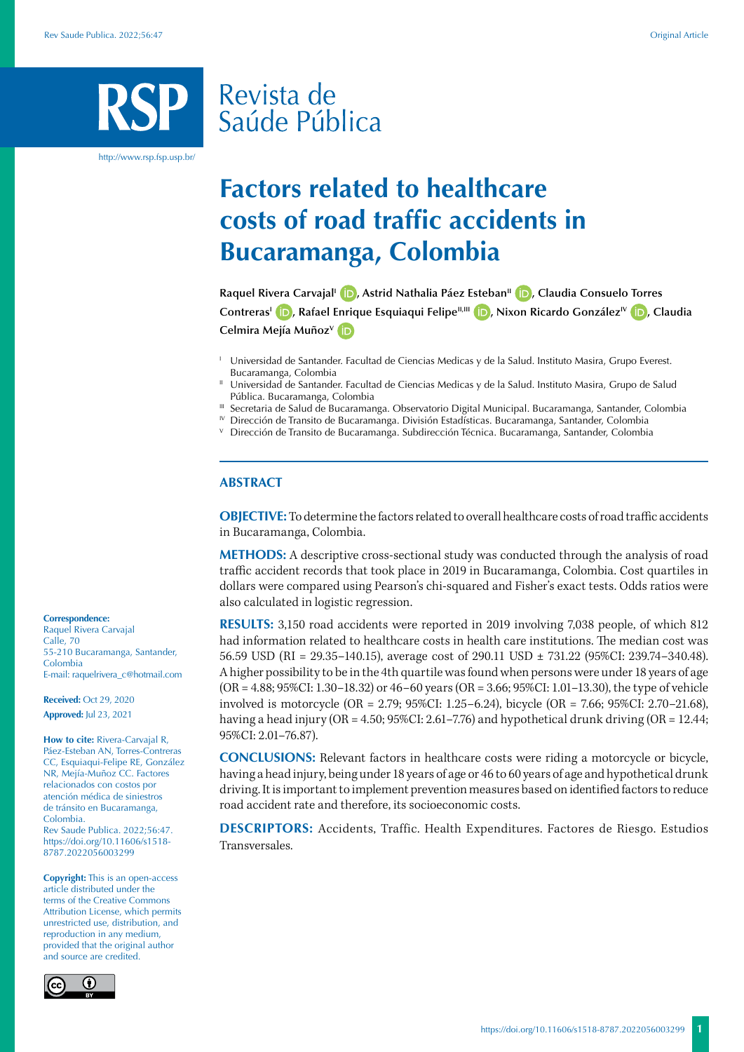# Factors related to healthcare costs of road traffic accidents in Bucaramanga, Colombia

**Raquel Rivera Carvajal[I], Astrid Nathalia Páez Esteban[II], Claudia Consuelo Torres Contreras[I], Rafael Enrique Esquiaqui Felipe[II,III], Nixon Ricardo González[IV], Claudia Celmira Mejía Muñoz[V]**

[I] Universidad de Santander. Facultad de Ciencias Medicas y de la Salud. Instituto Masira, Grupo Everest. Bucaramanga, Colombia

[II] Universidad de Santander. Facultad de Ciencias Medicas y de la Salud. Instituto Masira, Grupo de Salud Pública. Bucaramanga, Colombia

[III] Secretaria de Salud de Bucaramanga. Observatorio Digital Municipal. Bucaramanga, Santander, Colombia

[IV] Dirección de Transito de Bucaramanga. División Estadísticas. Bucaramanga, Santander, Colombia

[V] Dirección de Transito de Bucaramanga. Subdirección Técnica. Bucaramanga, Santander, Colombia

## ABSTRACT

**OBJECTIVE:** To determine the factors related to overall healthcare costs of road traffic accidents in Bucaramanga, Colombia.

**METHODS:** A descriptive cross-sectional study was conducted through the analysis of road traffic accident records that took place in 2019 in Bucaramanga, Colombia. Cost quartiles in dollars were compared using Pearson's chi-squared and Fisher's exact tests. Odds ratios were also calculated in logistic regression.

**RESULTS:** 3,150 road accidents were reported in 2019 involving 7,038 people, of which 812 had information related to healthcare costs in health care institutions. The median cost was 56.59 USD (RI = 29.35–140.15), average cost of 290.11 USD ± 731.22 (95%CI: 239.74–340.48). A higher possibility to be in the 4th quartile was found when persons were under 18 years of age (OR = 4.88; 95%CI: 1.30–18.32) or 46–60 years (OR = 3.66; 95%CI: 1.01–13.30), the type of vehicle involved is motorcycle (OR = 2.79; 95%CI: 1.25–6.24), bicycle (OR = 7.66; 95%CI: 2.70–21.68), having a head injury (OR = 4.50; 95%CI: 2.61–7.76) and hypothetical drunk driving (OR = 12.44; 95%CI: 2.01–76.87).

**CONCLUSIONS:** Relevant factors in healthcare costs were riding a motorcycle or bicycle, having a head injury, being under 18 years of age or 46 to 60 years of age and hypothetical drunk driving. It is important to implement prevention measures based on identified factors to reduce road accident rate and therefore, its socioeconomic costs.

**DESCRIPTORS:** Accidents, Traffic. Health Expenditures. Factores de Riesgo. Estudios Transversales.

**Correspondence:**
Raquel Rivera Carvajal
Calle, 70
55-210 Bucaramanga, Santander, Colombia
E-mail: raquelrivera_c@hotmail.com

**Received:** Oct 29, 2020
**Approved:** Jul 23, 2021

**How to cite:** Rivera-Carvajal R, Páez-Esteban AN, Torres-Contreras CC, Esquiaqui-Felipe RE, González NR, Mejía-Muñoz CC. Factores relacionados con costos por atención médica de siniestros de tránsito en Bucaramanga, Colombia. Rev Saude Publica. 2022;56:47. https://doi.org/10.11606/s1518-8787.2022056003299

**Copyright:** This is an open-access article distributed under the terms of the Creative Commons Attribution License, which permits unrestricted use, distribution, and reproduction in any medium, provided that the original author and source are credited.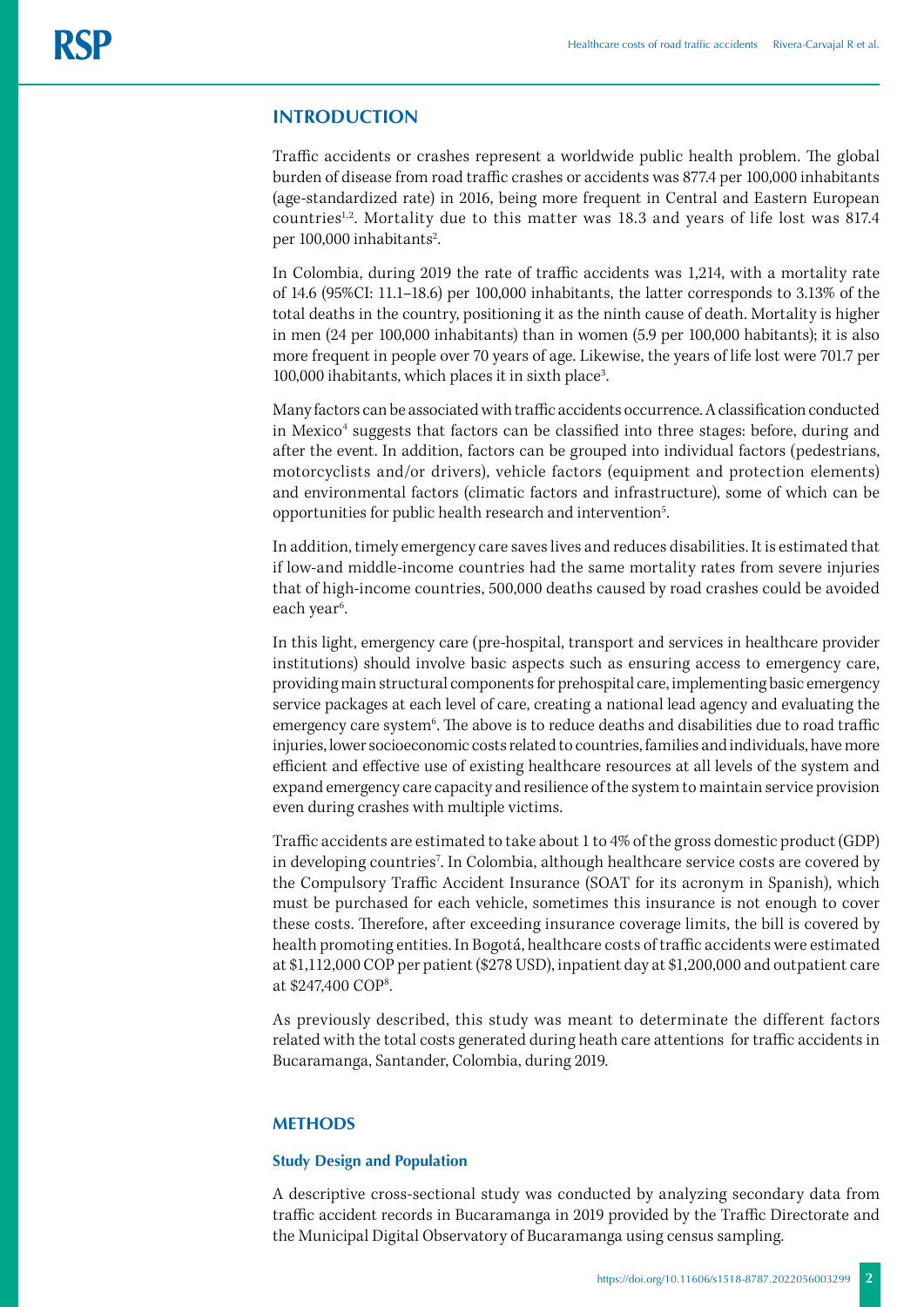## INTRODUCTION

Traffic accidents or crashes represent a worldwide public health problem. The global burden of disease from road traffic crashes or accidents was 877.4 per 100,000 inhabitants (age-standardized rate) in 2016, being more frequent in Central and Eastern European countries[1,2]. Mortality due to this matter was 18.3 and years of life lost was 817.4 per 100,000 inhabitants[2].

In Colombia, during 2019 the rate of traffic accidents was 1,214, with a mortality rate of 14.6 (95%CI: 11.1–18.6) per 100,000 inhabitants, the latter corresponds to 3.13% of the total deaths in the country, positioning it as the ninth cause of death. Mortality is higher in men (24 per 100,000 inhabitants) than in women (5.9 per 100,000 habitants); it is also more frequent in people over 70 years of age. Likewise, the years of life lost were 701.7 per 100,000 ihabitants, which places it in sixth place[3].

Many factors can be associated with traffic accidents occurrence. A classification conducted in Mexico[4] suggests that factors can be classified into three stages: before, during and after the event. In addition, factors can be grouped into individual factors (pedestrians, motorcyclists and/or drivers), vehicle factors (equipment and protection elements) and environmental factors (climatic factors and infrastructure), some of which can be opportunities for public health research and intervention[5].

In addition, timely emergency care saves lives and reduces disabilities. It is estimated that if low-and middle-income countries had the same mortality rates from severe injuries that of high-income countries, 500,000 deaths caused by road crashes could be avoided each year[6].

In this light, emergency care (pre-hospital, transport and services in healthcare provider institutions) should involve basic aspects such as ensuring access to emergency care, providing main structural components for prehospital care, implementing basic emergency service packages at each level of care, creating a national lead agency and evaluating the emergency care system[6]. The above is to reduce deaths and disabilities due to road traffic injuries, lower socioeconomic costs related to countries, families and individuals, have more efficient and effective use of existing healthcare resources at all levels of the system and expand emergency care capacity and resilience of the system to maintain service provision even during crashes with multiple victims.

Traffic accidents are estimated to take about 1 to 4% of the gross domestic product (GDP) in developing countries[7]. In Colombia, although healthcare service costs are covered by the Compulsory Traffic Accident Insurance (SOAT for its acronym in Spanish), which must be purchased for each vehicle, sometimes this insurance is not enough to cover these costs. Therefore, after exceeding insurance coverage limits, the bill is covered by health promoting entities. In Bogotá, healthcare costs of traffic accidents were estimated at $1,112,000 COP per patient ($278 USD), inpatient day at $1,200,000 and outpatient care at $247,400 COP[8].

As previously described, this study was meant to determinate the different factors related with the total costs generated during heath care attentions for traffic accidents in Bucaramanga, Santander, Colombia, during 2019.

## METHODS

### Study Design and Population

A descriptive cross-sectional study was conducted by analyzing secondary data from traffic accident records in Bucaramanga in 2019 provided by the Traffic Directorate and the Municipal Digital Observatory of Bucaramanga using census sampling.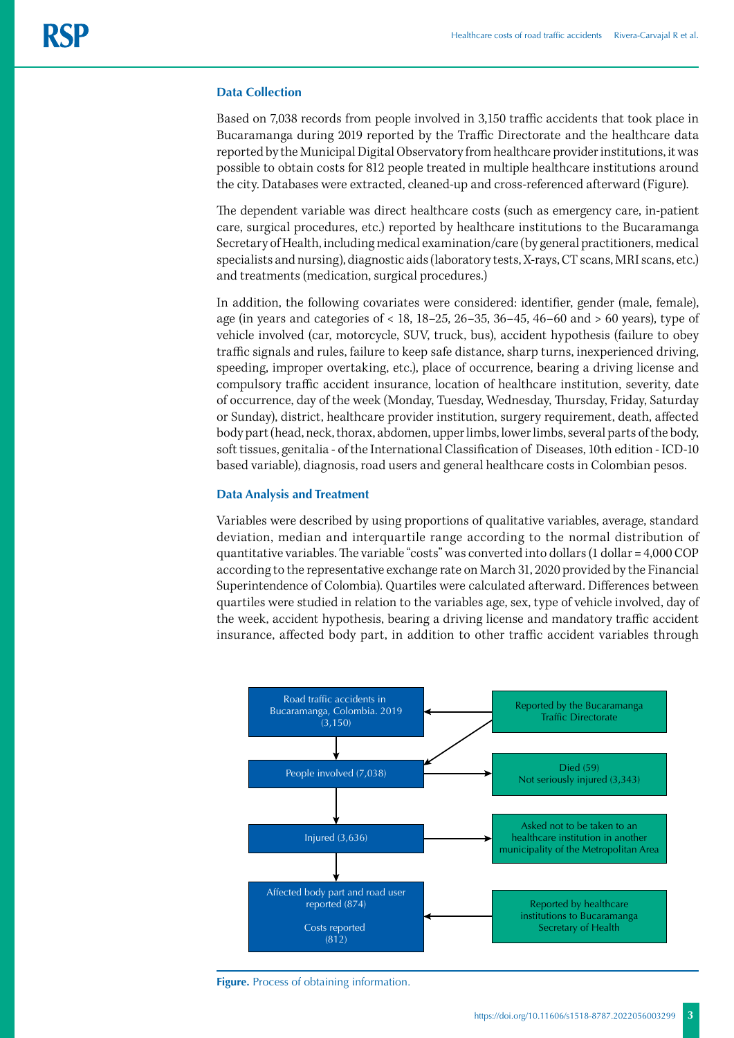### Data Collection

Based on 7,038 records from people involved in 3,150 traffic accidents that took place in Bucaramanga during 2019 reported by the Traffic Directorate and the healthcare data reported by the Municipal Digital Observatory from healthcare provider institutions, it was possible to obtain costs for 812 people treated in multiple healthcare institutions around the city. Databases were extracted, cleaned-up and cross-referenced afterward (Figure).

The dependent variable was direct healthcare costs (such as emergency care, in-patient care, surgical procedures, etc.) reported by healthcare institutions to the Bucaramanga Secretary of Health, including medical examination/care (by general practitioners, medical specialists and nursing), diagnostic aids (laboratory tests, X-rays, CT scans, MRI scans, etc.) and treatments (medication, surgical procedures.)

In addition, the following covariates were considered: identifier, gender (male, female), age (in years and categories of < 18, 18–25, 26–35, 36–45, 46–60 and > 60 years), type of vehicle involved (car, motorcycle, SUV, truck, bus), accident hypothesis (failure to obey traffic signals and rules, failure to keep safe distance, sharp turns, inexperienced driving, speeding, improper overtaking, etc.), place of occurrence, bearing a driving license and compulsory traffic accident insurance, location of healthcare institution, severity, date of occurrence, day of the week (Monday, Tuesday, Wednesday, Thursday, Friday, Saturday or Sunday), district, healthcare provider institution, surgery requirement, death, affected body part (head, neck, thorax, abdomen, upper limbs, lower limbs, several parts of the body, soft tissues, genitalia - of the International Classification of Diseases, 10th edition - ICD-10 based variable), diagnosis, road users and general healthcare costs in Colombian pesos.

### Data Analysis and Treatment

Variables were described by using proportions of qualitative variables, average, standard deviation, median and interquartile range according to the normal distribution of quantitative variables. The variable "costs" was converted into dollars (1 dollar = 4,000 COP according to the representative exchange rate on March 31, 2020 provided by the Financial Superintendence of Colombia). Quartiles were calculated afterward. Differences between quartiles were studied in relation to the variables age, sex, type of vehicle involved, day of the week, accident hypothesis, bearing a driving license and mandatory traffic accident insurance, affected body part, in addition to other traffic accident variables through

Road traffic accidents in Bucaramanga, Colombia. 2019 (3,150) ← Reported by the Bucaramanga Traffic Directorate

People involved (7,038) → Died (59) Not seriously injured (3,343)

Injured (3,636) → Asked not to be taken to an healthcare institution in another municipality of the Metropolitan Area

Affected body part and road user reported (874) Costs reported (812) ← Reported by healthcare institutions to Bucaramanga Secretary of Health

**Figure.** Process of obtaining information.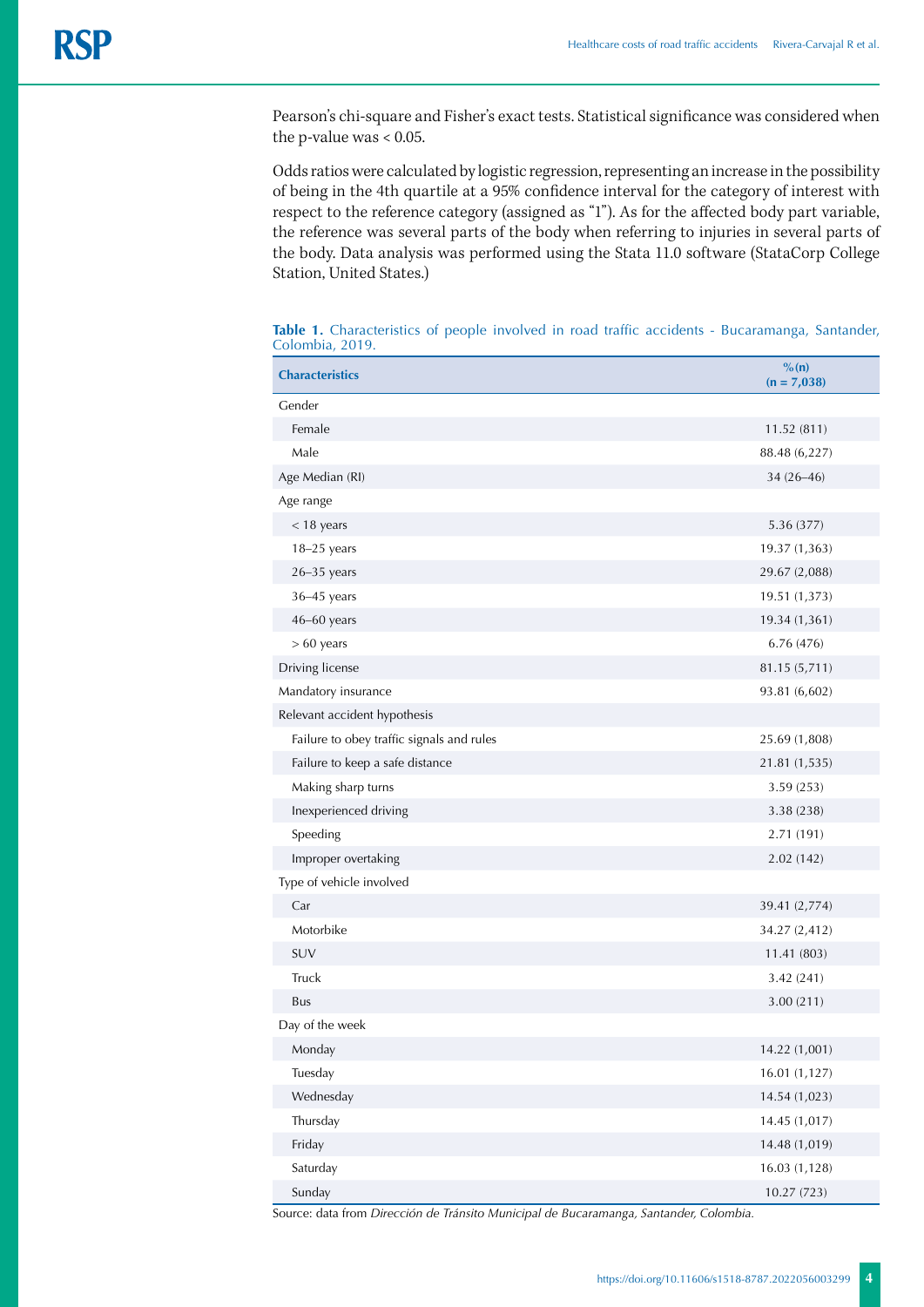Pearson's chi-square and Fisher's exact tests. Statistical significance was considered when the p-value was < 0.05.

Odds ratios were calculated by logistic regression, representing an increase in the possibility of being in the 4th quartile at a 95% confidence interval for the category of interest with respect to the reference category (assigned as "1"). As for the affected body part variable, the reference was several parts of the body when referring to injuries in several parts of the body. Data analysis was performed using the Stata 11.0 software (StataCorp College Station, United States.)

**Table 1.** Characteristics of people involved in road traffic accidents - Bucaramanga, Santander, Colombia, 2019.

| Characteristics | %(n) (n = 7,038) |
|---|---|
| Gender | |
| Female | 11.52 (811) |
| Male | 88.48 (6,227) |
| Age Median (RI) | 34 (26–46) |
| Age range | |
| < 18 years | 5.36 (377) |
| 18–25 years | 19.37 (1,363) |
| 26–35 years | 29.67 (2,088) |
| 36–45 years | 19.51 (1,373) |
| 46–60 years | 19.34 (1,361) |
| > 60 years | 6.76 (476) |
| Driving license | 81.15 (5,711) |
| Mandatory insurance | 93.81 (6,602) |
| Relevant accident hypothesis | |
| Failure to obey traffic signals and rules | 25.69 (1,808) |
| Failure to keep a safe distance | 21.81 (1,535) |
| Making sharp turns | 3.59 (253) |
| Inexperienced driving | 3.38 (238) |
| Speeding | 2.71 (191) |
| Improper overtaking | 2.02 (142) |
| Type of vehicle involved | |
| Car | 39.41 (2,774) |
| Motorbike | 34.27 (2,412) |
| SUV | 11.41 (803) |
| Truck | 3.42 (241) |
| Bus | 3.00 (211) |
| Day of the week | |
| Monday | 14.22 (1,001) |
| Tuesday | 16.01 (1,127) |
| Wednesday | 14.54 (1,023) |
| Thursday | 14.45 (1,017) |
| Friday | 14.48 (1,019) |
| Saturday | 16.03 (1,128) |
| Sunday | 10.27 (723) |

Source: data from *Dirección de Tránsito Municipal de Bucaramanga, Santander, Colombia.*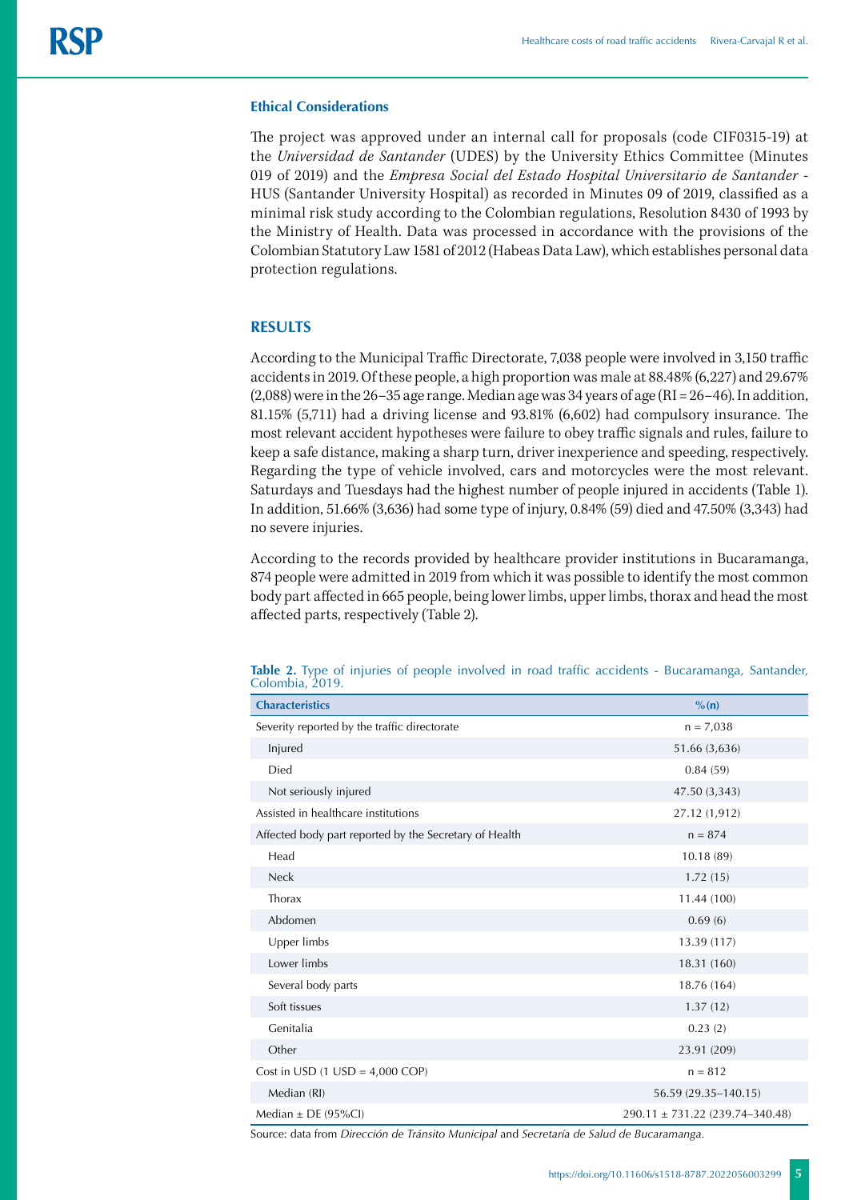### Ethical Considerations

The project was approved under an internal call for proposals (code CIF0315-19) at the *Universidad de Santander* (UDES) by the University Ethics Committee (Minutes 019 of 2019) and the *Empresa Social del Estado Hospital Universitario de Santander* - HUS (Santander University Hospital) as recorded in Minutes 09 of 2019, classified as a minimal risk study according to the Colombian regulations, Resolution 8430 of 1993 by the Ministry of Health. Data was processed in accordance with the provisions of the Colombian Statutory Law 1581 of 2012 (Habeas Data Law), which establishes personal data protection regulations.

## RESULTS

According to the Municipal Traffic Directorate, 7,038 people were involved in 3,150 traffic accidents in 2019. Of these people, a high proportion was male at 88.48% (6,227) and 29.67% (2,088) were in the 26–35 age range. Median age was 34 years of age (RI = 26–46). In addition, 81.15% (5,711) had a driving license and 93.81% (6,602) had compulsory insurance. The most relevant accident hypotheses were failure to obey traffic signals and rules, failure to keep a safe distance, making a sharp turn, driver inexperience and speeding, respectively. Regarding the type of vehicle involved, cars and motorcycles were the most relevant. Saturdays and Tuesdays had the highest number of people injured in accidents (Table 1). In addition, 51.66% (3,636) had some type of injury, 0.84% (59) died and 47.50% (3,343) had no severe injuries.

According to the records provided by healthcare provider institutions in Bucaramanga, 874 people were admitted in 2019 from which it was possible to identify the most common body part affected in 665 people, being lower limbs, upper limbs, thorax and head the most affected parts, respectively (Table 2).

**Table 2.** Type of injuries of people involved in road traffic accidents - Bucaramanga, Santander, Colombia, 2019.

| Characteristics | % (n) |
|---|---|
| Severity reported by the traffic directorate | n = 7,038 |
| Injured | 51.66 (3,636) |
| Died | 0.84 (59) |
| Not seriously injured | 47.50 (3,343) |
| Assisted in healthcare institutions | 27.12 (1,912) |
| Affected body part reported by the Secretary of Health | n = 874 |
| Head | 10.18 (89) |
| Neck | 1.72 (15) |
| Thorax | 11.44 (100) |
| Abdomen | 0.69 (6) |
| Upper limbs | 13.39 (117) |
| Lower limbs | 18.31 (160) |
| Several body parts | 18.76 (164) |
| Soft tissues | 1.37 (12) |
| Genitalia | 0.23 (2) |
| Other | 23.91 (209) |
| Cost in USD (1 USD = 4,000 COP) | n = 812 |
| Median (RI) | 56.59 (29.35–140.15) |
| Median ± DE (95%CI) | 290.11 ± 731.22 (239.74–340.48) |

Source: data from *Dirección de Tránsito Municipal* and *Secretaría de Salud de Bucaramanga*.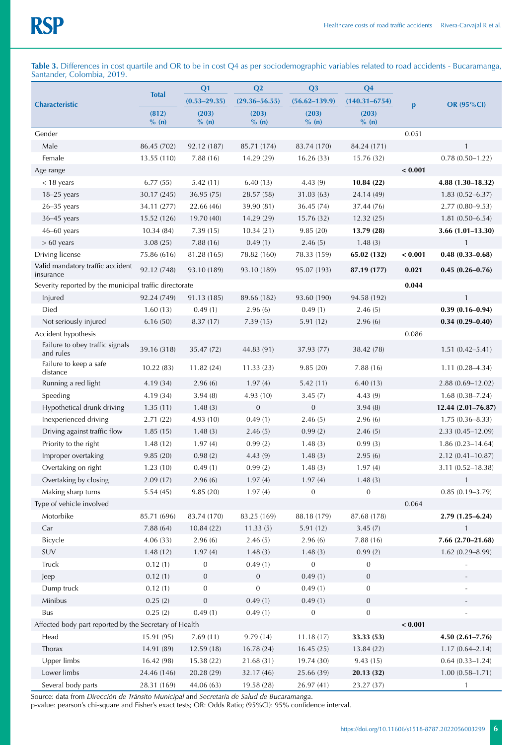**Table 3.** Differences in cost quartile and OR to be in cost Q4 as per sociodemographic variables related to road accidents - Bucaramanga, Santander, Colombia, 2019.

| Characteristic | Total | Q1 (0.53–29.35) | Q2 (29.36–56.55) | Q3 (56.62–139.9) | Q4 (140.31–6754) | p | OR (95%CI) |
|---|---|---|---|---|---|---|---|
| | (812) % (n) | (203) % (n) | (203) % (n) | (203) % (n) | (203) % (n) | | |
| Gender | | | | | | 0.051 | |
| Male | 86.45 (702) | 92.12 (187) | 85.71 (174) | 83.74 (170) | 84.24 (171) | | 1 |
| Female | 13.55 (110) | 7.88 (16) | 14.29 (29) | 16.26 (33) | 15.76 (32) | | 0.78 (0.50–1.22) |
| Age range | | | | | | **< 0.001** | |
| < 18 years | 6.77 (55) | 5.42 (11) | 6.40 (13) | 4.43 (9) | **10.84 (22)** | | **4.88 (1.30–18.32)** |
| 18–25 years | 30.17 (245) | 36.95 (75) | 28.57 (58) | 31.03 (63) | 24.14 (49) | | 1.83 (0.52–6.37) |
| 26–35 years | 34.11 (277) | 22.66 (46) | 39.90 (81) | 36.45 (74) | 37.44 (76) | | 2.77 (0.80–9.53) |
| 36–45 years | 15.52 (126) | 19.70 (40) | 14.29 (29) | 15.76 (32) | 12.32 (25) | | 1.81 (0.50–6.54) |
| 46–60 years | 10.34 (84) | 7.39 (15) | 10.34 (21) | 9.85 (20) | **13.79 (28)** | | **3.66 (1.01–13.30)** |
| > 60 years | 3.08 (25) | 7.88 (16) | 0.49 (1) | 2.46 (5) | 1.48 (3) | | 1 |
| Driving license | 75.86 (616) | 81.28 (165) | 78.82 (160) | 78.33 (159) | **65.02 (132)** | **< 0.001** | **0.48 (0.33–0.68)** |
| Valid mandatory traffic accident insurance | 92.12 (748) | 93.10 (189) | 93.10 (189) | 95.07 (193) | **87.19 (177)** | **0.021** | **0.45 (0.26–0.76)** |
| Severity reported by the municipal traffic directorate | | | | | | **0.044** | |
| Injured | 92.24 (749) | 91.13 (185) | 89.66 (182) | 93.60 (190) | 94.58 (192) | | 1 |
| Died | 1.60 (13) | 0.49 (1) | 2.96 (6) | 0.49 (1) | 2.46 (5) | | **0.39 (0.16–0.94)** |
| Not seriously injured | 6.16 (50) | 8.37 (17) | 7.39 (15) | 5.91 (12) | 2.96 (6) | | **0.34 (0.29–0.40)** |
| Accident hypothesis | | | | | | 0.086 | |
| Failure to obey traffic signals and rules | 39.16 (318) | 35.47 (72) | 44.83 (91) | 37.93 (77) | 38.42 (78) | | 1.51 (0.42–5.41) |
| Failure to keep a safe distance | 10.22 (83) | 11.82 (24) | 11.33 (23) | 9.85 (20) | 7.88 (16) | | 1.11 (0.28–4.34) |
| Running a red light | 4.19 (34) | 2.96 (6) | 1.97 (4) | 5.42 (11) | 6.40 (13) | | 2.88 (0.69–12.02) |
| Speeding | 4.19 (34) | 3.94 (8) | 4.93 (10) | 3.45 (7) | 4.43 (9) | | 1.68 (0.38–7.24) |
| Hypothetical drunk driving | 1.35 (11) | 1.48 (3) | 0 | 0 | 3.94 (8) | | **12.44 (2.01–76.87)** |
| Inexperienced driving | 2.71 (22) | 4.93 (10) | 0.49 (1) | 2.46 (5) | 2.96 (6) | | 1.75 (0.36–8.33) |
| Driving against traffic flow | 1.85 (15) | 1.48 (3) | 2.46 (5) | 0.99 (2) | 2.46 (5) | | 2.33 (0.45–12.09) |
| Priority to the right | 1.48 (12) | 1.97 (4) | 0.99 (2) | 1.48 (3) | 0.99 (3) | | 1.86 (0.23–14.64) |
| Improper overtaking | 9.85 (20) | 0.98 (2) | 4.43 (9) | 1.48 (3) | 2.95 (6) | | 2.12 (0.41–10.87) |
| Overtaking on right | 1.23 (10) | 0.49 (1) | 0.99 (2) | 1.48 (3) | 1.97 (4) | | 3.11 (0.52–18.38) |
| Overtaking by closing | 2.09 (17) | 2.96 (6) | 1.97 (4) | 1.97 (4) | 1.48 (3) | | 1 |
| Making sharp turns | 5.54 (45) | 9.85 (20) | 1.97 (4) | 0 | 0 | | 0.85 (0.19–3.79) |
| Type of vehicle involved | | | | | | 0.064 | |
| Motorbike | 85.71 (696) | 83.74 (170) | 83.25 (169) | 88.18 (179) | 87.68 (178) | | **2.79 (1.25–6.24)** |
| Car | 7.88 (64) | 10.84 (22) | 11.33 (5) | 5.91 (12) | 3.45 (7) | | 1 |
| Bicycle | 4.06 (33) | 2.96 (6) | 2.46 (5) | 2.96 (6) | 7.88 (16) | | **7.66 (2.70–21.68)** |
| SUV | 1.48 (12) | 1.97 (4) | 1.48 (3) | 1.48 (3) | 0.99 (2) | | 1.62 (0.29–8.99) |
| Truck | 0.12 (1) | 0 | 0.49 (1) | 0 | 0 | | - |
| Jeep | 0.12 (1) | 0 | 0 | 0.49 (1) | 0 | | - |
| Dump truck | 0.12 (1) | 0 | 0 | 0.49 (1) | 0 | | - |
| Minibus | 0.25 (2) | 0 | 0.49 (1) | 0.49 (1) | 0 | | - |
| Bus | 0.25 (2) | 0.49 (1) | 0.49 (1) | 0 | 0 | | - |
| Affected body part reported by the Secretary of Health | | | | | | **< 0.001** | |
| Head | 15.91 (95) | 7.69 (11) | 9.79 (14) | 11.18 (17) | **33.33 (53)** | | **4.50 (2.61–7.76)** |
| Thorax | 14.91 (89) | 12.59 (18) | 16.78 (24) | 16.45 (25) | 13.84 (22) | | 1.17 (0.64–2.14) |
| Upper limbs | 16.42 (98) | 15.38 (22) | 21.68 (31) | 19.74 (30) | 9.43 (15) | | 0.64 (0.33–1.24) |
| Lower limbs | 24.46 (146) | 20.28 (29) | 32.17 (46) | 25.66 (39) | **20.13 (32)** | | 1.00 (0.58–1.71) |
| Several body parts | 28.31 (169) | 44.06 (63) | 19.58 (28) | 26.97 (41) | 23.27 (37) | | 1 |

Source: data from *Dirección de Tránsito Municipal* and *Secretaría de Salud de Bucaramanga*.
p-value: pearson's chi-square and Fisher's exact tests; OR: Odds Ratio; (95%CI): 95% confidence interval.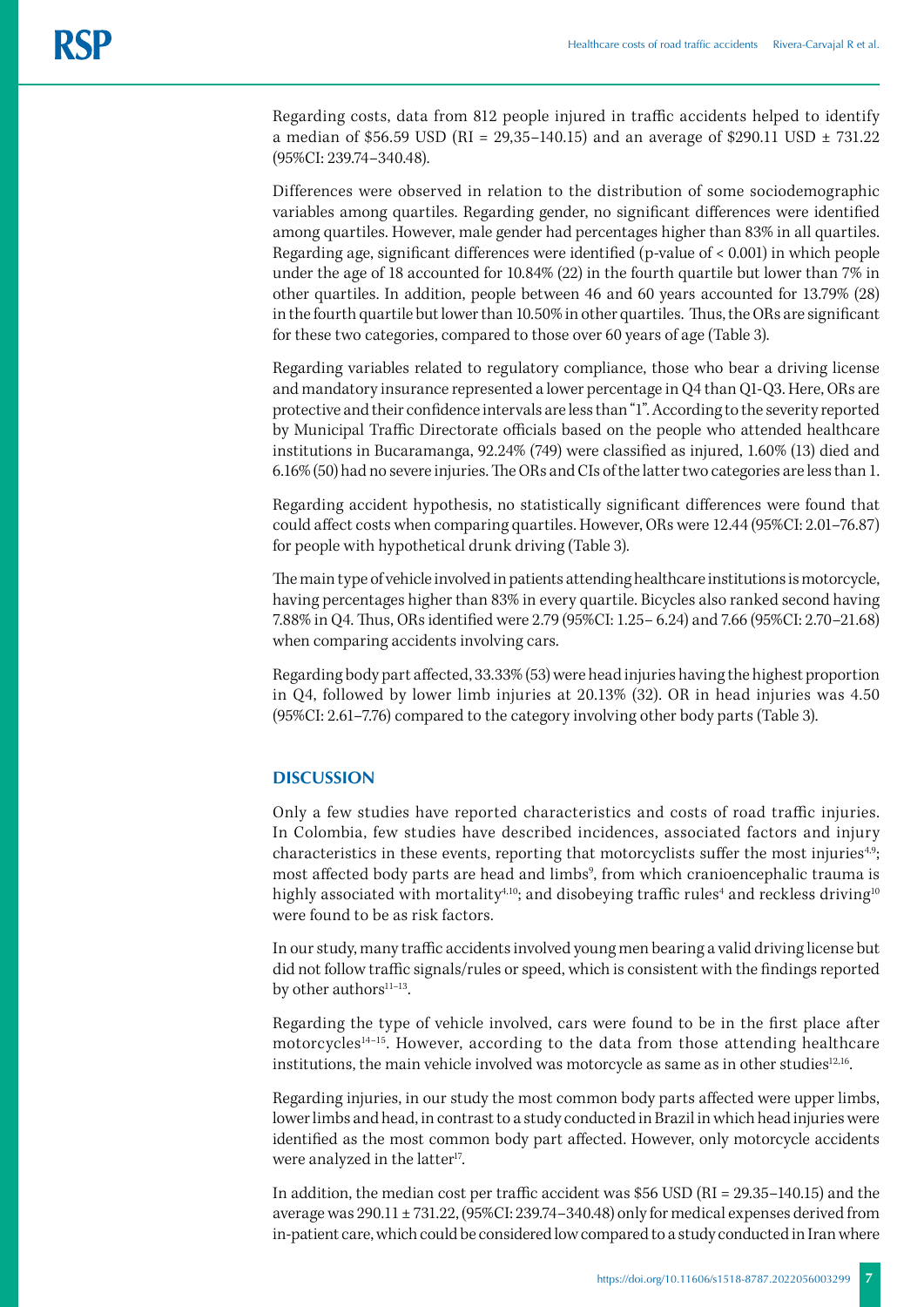Regarding costs, data from 812 people injured in traffic accidents helped to identify a median of \$56.59 USD (RI = 29,35–140.15) and an average of \$290.11 USD ± 731.22 (95%CI: 239.74–340.48).

Differences were observed in relation to the distribution of some sociodemographic variables among quartiles. Regarding gender, no significant differences were identified among quartiles. However, male gender had percentages higher than 83% in all quartiles. Regarding age, significant differences were identified (p-value of < 0.001) in which people under the age of 18 accounted for 10.84% (22) in the fourth quartile but lower than 7% in other quartiles. In addition, people between 46 and 60 years accounted for 13.79% (28) in the fourth quartile but lower than 10.50% in other quartiles. Thus, the ORs are significant for these two categories, compared to those over 60 years of age (Table 3).

Regarding variables related to regulatory compliance, those who bear a driving license and mandatory insurance represented a lower percentage in Q4 than Q1-Q3. Here, ORs are protective and their confidence intervals are less than "1". According to the severity reported by Municipal Traffic Directorate officials based on the people who attended healthcare institutions in Bucaramanga, 92.24% (749) were classified as injured, 1.60% (13) died and 6.16% (50) had no severe injuries. The ORs and CIs of the latter two categories are less than 1.

Regarding accident hypothesis, no statistically significant differences were found that could affect costs when comparing quartiles. However, ORs were 12.44 (95%CI: 2.01–76.87) for people with hypothetical drunk driving (Table 3).

The main type of vehicle involved in patients attending healthcare institutions is motorcycle, having percentages higher than 83% in every quartile. Bicycles also ranked second having 7.88% in Q4. Thus, ORs identified were 2.79 (95%CI: 1.25– 6.24) and 7.66 (95%CI: 2.70–21.68) when comparing accidents involving cars.

Regarding body part affected, 33.33% (53) were head injuries having the highest proportion in Q4, followed by lower limb injuries at 20.13% (32). OR in head injuries was 4.50 (95%CI: 2.61–7.76) compared to the category involving other body parts (Table 3).

## DISCUSSION

Only a few studies have reported characteristics and costs of road traffic injuries. In Colombia, few studies have described incidences, associated factors and injury characteristics in these events, reporting that motorcyclists suffer the most injuries[4,9]; most affected body parts are head and limbs[9], from which cranioencephalic trauma is highly associated with mortality[4,10]; and disobeying traffic rules[4] and reckless driving[10] were found to be as risk factors.

In our study, many traffic accidents involved young men bearing a valid driving license but did not follow traffic signals/rules or speed, which is consistent with the findings reported by other authors[11–13].

Regarding the type of vehicle involved, cars were found to be in the first place after motorcycles[14–15]. However, according to the data from those attending healthcare institutions, the main vehicle involved was motorcycle as same as in other studies[12,16].

Regarding injuries, in our study the most common body parts affected were upper limbs, lower limbs and head, in contrast to a study conducted in Brazil in which head injuries were identified as the most common body part affected. However, only motorcycle accidents were analyzed in the latter[17].

In addition, the median cost per traffic accident was \$56 USD (RI = 29.35–140.15) and the average was 290.11 ± 731.22, (95%CI: 239.74–340.48) only for medical expenses derived from in-patient care, which could be considered low compared to a study conducted in Iran where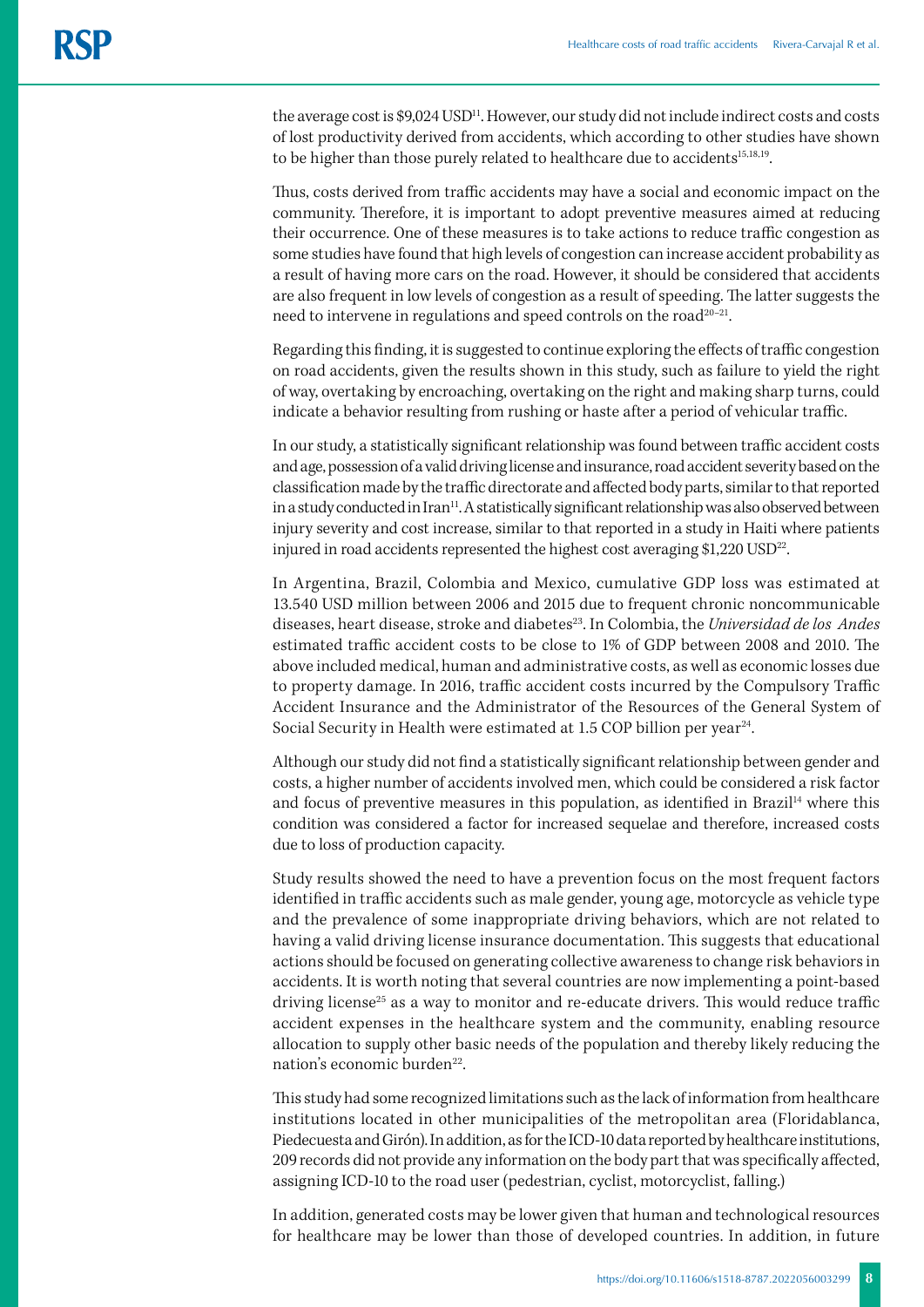the average cost is $9,024 USD[11]. However, our study did not include indirect costs and costs of lost productivity derived from accidents, which according to other studies have shown to be higher than those purely related to healthcare due to accidents[15,18,19].

Thus, costs derived from traffic accidents may have a social and economic impact on the community. Therefore, it is important to adopt preventive measures aimed at reducing their occurrence. One of these measures is to take actions to reduce traffic congestion as some studies have found that high levels of congestion can increase accident probability as a result of having more cars on the road. However, it should be considered that accidents are also frequent in low levels of congestion as a result of speeding. The latter suggests the need to intervene in regulations and speed controls on the road[20–21].

Regarding this finding, it is suggested to continue exploring the effects of traffic congestion on road accidents, given the results shown in this study, such as failure to yield the right of way, overtaking by encroaching, overtaking on the right and making sharp turns, could indicate a behavior resulting from rushing or haste after a period of vehicular traffic.

In our study, a statistically significant relationship was found between traffic accident costs and age, possession of a valid driving license and insurance, road accident severity based on the classification made by the traffic directorate and affected body parts, similar to that reported in a study conducted in Iran[11]. A statistically significant relationship was also observed between injury severity and cost increase, similar to that reported in a study in Haiti where patients injured in road accidents represented the highest cost averaging $1,220 USD[22].

In Argentina, Brazil, Colombia and Mexico, cumulative GDP loss was estimated at 13.540 USD million between 2006 and 2015 due to frequent chronic noncommunicable diseases, heart disease, stroke and diabetes[23]. In Colombia, the *Universidad de los Andes* estimated traffic accident costs to be close to 1% of GDP between 2008 and 2010. The above included medical, human and administrative costs, as well as economic losses due to property damage. In 2016, traffic accident costs incurred by the Compulsory Traffic Accident Insurance and the Administrator of the Resources of the General System of Social Security in Health were estimated at 1.5 COP billion per year[24].

Although our study did not find a statistically significant relationship between gender and costs, a higher number of accidents involved men, which could be considered a risk factor and focus of preventive measures in this population, as identified in Brazil[14] where this condition was considered a factor for increased sequelae and therefore, increased costs due to loss of production capacity.

Study results showed the need to have a prevention focus on the most frequent factors identified in traffic accidents such as male gender, young age, motorcycle as vehicle type and the prevalence of some inappropriate driving behaviors, which are not related to having a valid driving license insurance documentation. This suggests that educational actions should be focused on generating collective awareness to change risk behaviors in accidents. It is worth noting that several countries are now implementing a point-based driving license[25] as a way to monitor and re-educate drivers. This would reduce traffic accident expenses in the healthcare system and the community, enabling resource allocation to supply other basic needs of the population and thereby likely reducing the nation's economic burden[22].

This study had some recognized limitations such as the lack of information from healthcare institutions located in other municipalities of the metropolitan area (Floridablanca, Piedecuesta and Girón). In addition, as for the ICD-10 data reported by healthcare institutions, 209 records did not provide any information on the body part that was specifically affected, assigning ICD-10 to the road user (pedestrian, cyclist, motorcyclist, falling.)

In addition, generated costs may be lower given that human and technological resources for healthcare may be lower than those of developed countries. In addition, in future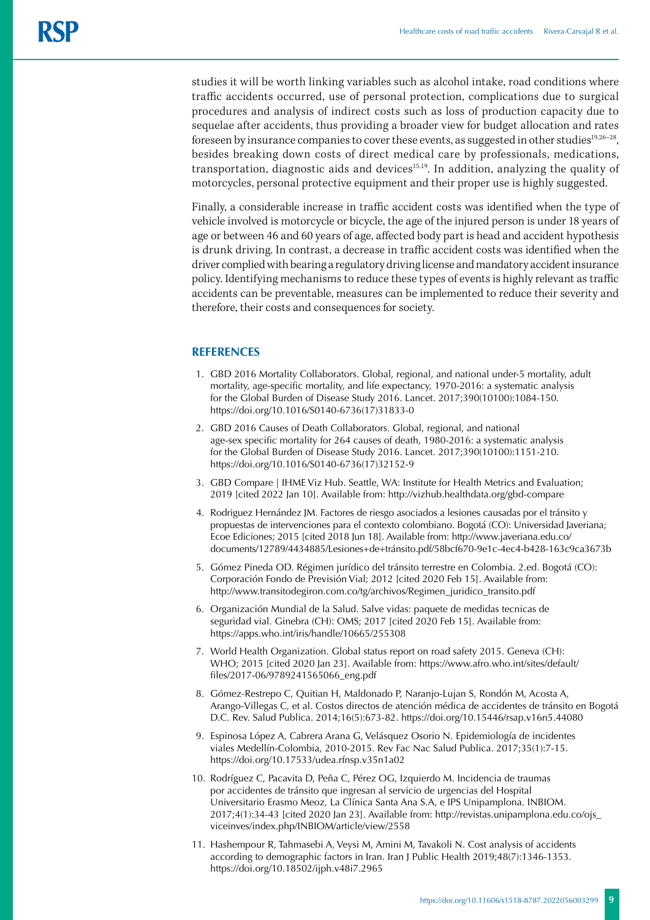studies it will be worth linking variables such as alcohol intake, road conditions where traffic accidents occurred, use of personal protection, complications due to surgical procedures and analysis of indirect costs such as loss of production capacity due to sequelae after accidents, thus providing a broader view for budget allocation and rates foreseen by insurance companies to cover these events, as suggested in other studies[19,26–28], besides breaking down costs of direct medical care by professionals, medications, transportation, diagnostic aids and devices[15,19]. In addition, analyzing the quality of motorcycles, personal protective equipment and their proper use is highly suggested.

Finally, a considerable increase in traffic accident costs was identified when the type of vehicle involved is motorcycle or bicycle, the age of the injured person is under 18 years of age or between 46 and 60 years of age, affected body part is head and accident hypothesis is drunk driving. In contrast, a decrease in traffic accident costs was identified when the driver complied with bearing a regulatory driving license and mandatory accident insurance policy. Identifying mechanisms to reduce these types of events is highly relevant as traffic accidents can be preventable, measures can be implemented to reduce their severity and therefore, their costs and consequences for society.

## REFERENCES

1. GBD 2016 Mortality Collaborators. Global, regional, and national under-5 mortality, adult mortality, age-specific mortality, and life expectancy, 1970-2016: a systematic analysis for the Global Burden of Disease Study 2016. Lancet. 2017;390(10100):1084-150. https://doi.org/10.1016/S0140-6736(17)31833-0
2. GBD 2016 Causes of Death Collaborators. Global, regional, and national age-sex specific mortality for 264 causes of death, 1980-2016: a systematic analysis for the Global Burden of Disease Study 2016. Lancet. 2017;390(10100):1151-210. https://doi.org/10.1016/S0140-6736(17)32152-9
3. GBD Compare | IHME Viz Hub. Seattle, WA: Institute for Health Metrics and Evaluation; 2019 [cited 2022 Jan 10]. Available from: http://vizhub.healthdata.org/gbd-compare
4. Rodriguez Hernández JM. Factores de riesgo asociados a lesiones causadas por el tránsito y propuestas de intervenciones para el contexto colombiano. Bogotá (CO): Universidad Javeriana; Ecoe Ediciones; 2015 [cited 2018 Jun 18]. Available from: http://www.javeriana.edu.co/documents/12789/4434885/Lesiones+de+tránsito.pdf/58bcf670-9e1c-4ec4-b428-163c9ca3673b
5. Gómez Pineda OD. Régimen jurídico del tránsito terrestre en Colombia. 2.ed. Bogotá (CO): Corporación Fondo de Previsión Vial; 2012 [cited 2020 Feb 15]. Available from: http://www.transitodegiron.com.co/tg/archivos/Regimen_juridico_transito.pdf
6. Organización Mundial de la Salud. Salve vidas: paquete de medidas tecnicas de seguridad vial. Ginebra (CH): OMS; 2017 [cited 2020 Feb 15]. Available from: https://apps.who.int/iris/handle/10665/255308
7. World Health Organization. Global status report on road safety 2015. Geneva (CH): WHO; 2015 [cited 2020 Jan 23]. Available from: https://www.afro.who.int/sites/default/files/2017-06/9789241565066_eng.pdf
8. Gómez-Restrepo C, Quitian H, Maldonado P, Naranjo-Lujan S, Rondón M, Acosta A, Arango-Villegas C, et al. Costos directos de atención médica de accidentes de tránsito en Bogotá D.C. Rev. Salud Publica. 2014;16(5):673-82. https://doi.org/10.15446/rsap.v16n5.44080
9. Espinosa López A, Cabrera Arana G, Velásquez Osorio N. Epidemiología de incidentes viales Medellín-Colombia, 2010-2015. Rev Fac Nac Salud Publica. 2017;35(1):7-15. https://doi.org/10.17533/udea.rfnsp.v35n1a02
10. Rodríguez C, Pacavita D, Peña C, Pérez OG, Izquierdo M. Incidencia de traumas por accidentes de tránsito que ingresan al servicio de urgencias del Hospital Universitario Erasmo Meoz, La Clínica Santa Ana S.A, e IPS Unipamplona. INBIOM. 2017;4(1):34-43 [cited 2020 Jan 23]. Available from: http://revistas.unipamplona.edu.co/ojs_viceinves/index.php/INBIOM/article/view/2558
11. Hashempour R, Tahmasebi A, Veysi M, Amini M, Tavakoli N. Cost analysis of accidents according to demographic factors in Iran. Iran J Public Health 2019;48(7):1346-1353. https://doi.org/10.18502/ijph.v48i7.2965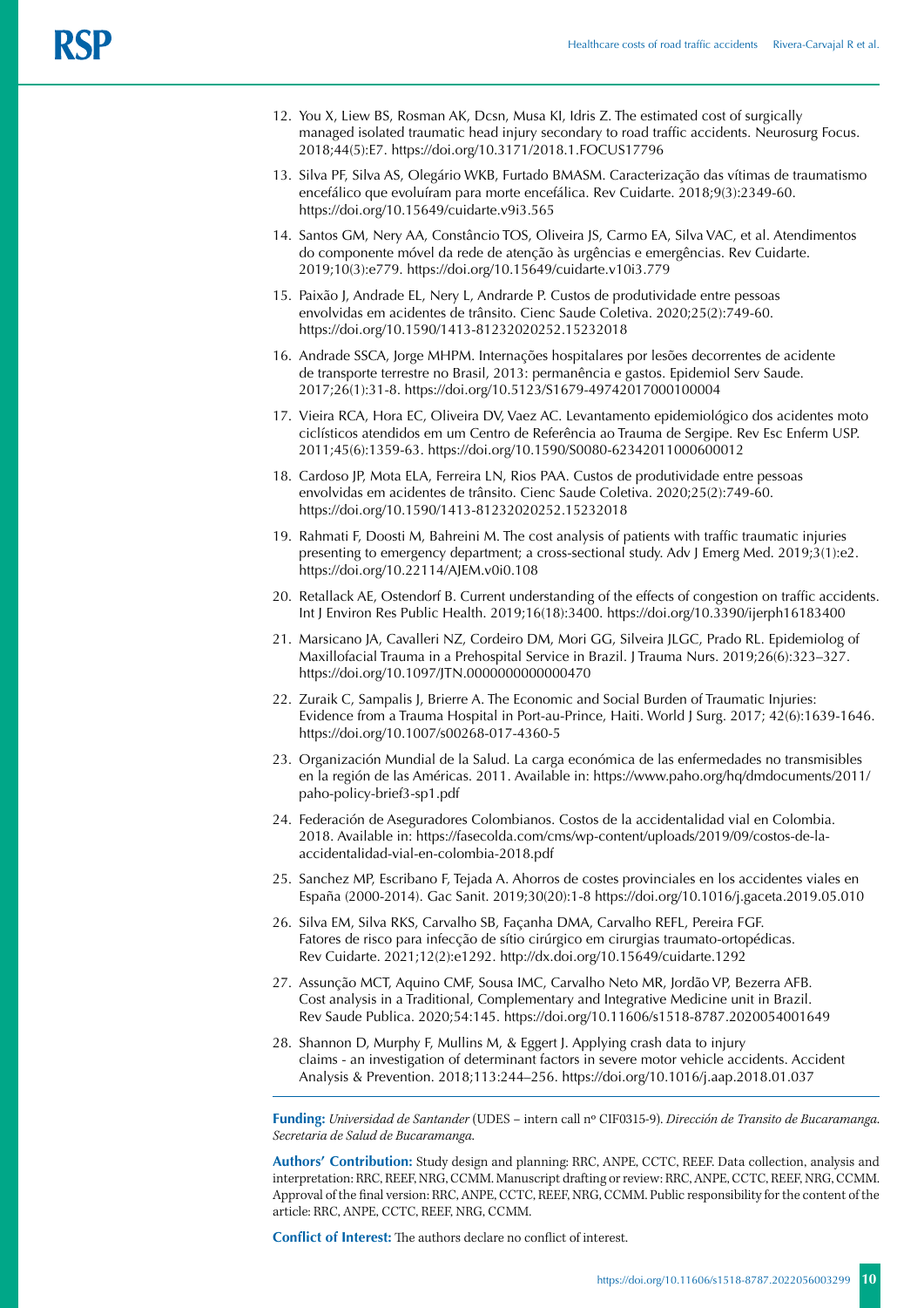12. You X, Liew BS, Rosman AK, Dcsn, Musa KI, Idris Z. The estimated cost of surgically managed isolated traumatic head injury secondary to road traffic accidents. Neurosurg Focus. 2018;44(5):E7. https://doi.org/10.3171/2018.1.FOCUS17796

13. Silva PF, Silva AS, Olegário WKB, Furtado BMASM. Caracterização das vítimas de traumatismo encefálico que evoluíram para morte encefálica. Rev Cuidarte. 2018;9(3):2349-60. https://doi.org/10.15649/cuidarte.v9i3.565

14. Santos GM, Nery AA, Constâncio TOS, Oliveira JS, Carmo EA, Silva VAC, et al. Atendimentos do componente móvel da rede de atenção às urgências e emergências. Rev Cuidarte. 2019;10(3):e779. https://doi.org/10.15649/cuidarte.v10i3.779

15. Paixão J, Andrade EL, Nery L, Andrarde P. Custos de produtividade entre pessoas envolvidas em acidentes de trânsito. Cienc Saude Coletiva. 2020;25(2):749-60. https://doi.org/10.1590/1413-81232020252.15232018

16. Andrade SSCA, Jorge MHPM. Internações hospitalares por lesões decorrentes de acidente de transporte terrestre no Brasil, 2013: permanência e gastos. Epidemiol Serv Saude. 2017;26(1):31-8. https://doi.org/10.5123/S1679-49742017000100004

17. Vieira RCA, Hora EC, Oliveira DV, Vaez AC. Levantamento epidemiológico dos acidentes moto ciclísticos atendidos em um Centro de Referência ao Trauma de Sergipe. Rev Esc Enferm USP. 2011;45(6):1359-63. https://doi.org/10.1590/S0080-62342011000600012

18. Cardoso JP, Mota ELA, Ferreira LN, Rios PAA. Custos de produtividade entre pessoas envolvidas em acidentes de trânsito. Cienc Saude Coletiva. 2020;25(2):749-60. https://doi.org/10.1590/1413-81232020252.15232018

19. Rahmati F, Doosti M, Bahreini M. The cost analysis of patients with traffic traumatic injuries presenting to emergency department; a cross-sectional study. Adv J Emerg Med. 2019;3(1):e2. https://doi.org/10.22114/AJEM.v0i0.108

20. Retallack AE, Ostendorf B. Current understanding of the effects of congestion on traffic accidents. Int J Environ Res Public Health. 2019;16(18):3400. https://doi.org/10.3390/ijerph16183400

21. Marsicano JA, Cavalleri NZ, Cordeiro DM, Mori GG, Silveira JLGC, Prado RL. Epidemiolog of Maxillofacial Trauma in a Prehospital Service in Brazil. J Trauma Nurs. 2019;26(6):323–327. https://doi.org/10.1097/JTN.0000000000000470

22. Zuraik C, Sampalis J, Brierre A. The Economic and Social Burden of Traumatic Injuries: Evidence from a Trauma Hospital in Port-au-Prince, Haiti. World J Surg. 2017; 42(6):1639-1646. https://doi.org/10.1007/s00268-017-4360-5

23. Organización Mundial de la Salud. La carga económica de las enfermedades no transmisibles en la región de las Américas. 2011. Available in: https://www.paho.org/hq/dmdocuments/2011/paho-policy-brief3-sp1.pdf

24. Federación de Aseguradores Colombianos. Costos de la accidentalidad vial en Colombia. 2018. Available in: https://fasecolda.com/cms/wp-content/uploads/2019/09/costos-de-la-accidentalidad-vial-en-colombia-2018.pdf

25. Sanchez MP, Escribano F, Tejada A. Ahorros de costes provinciales en los accidentes viales en España (2000-2014). Gac Sanit. 2019;30(20):1-8 https://doi.org/10.1016/j.gaceta.2019.05.010

26. Silva EM, Silva RKS, Carvalho SB, Façanha DMA, Carvalho REFL, Pereira FGF. Fatores de risco para infecção de sítio cirúrgico em cirurgias traumato-ortopédicas. Rev Cuidarte. 2021;12(2):e1292. http://dx.doi.org/10.15649/cuidarte.1292

27. Assunção MCT, Aquino CMF, Sousa IMC, Carvalho Neto MR, Jordão VP, Bezerra AFB. Cost analysis in a Traditional, Complementary and Integrative Medicine unit in Brazil. Rev Saude Publica. 2020;54:145. https://doi.org/10.11606/s1518-8787.2020054001649

28. Shannon D, Murphy F, Mullins M, & Eggert J. Applying crash data to injury claims - an investigation of determinant factors in severe motor vehicle accidents. Accident Analysis & Prevention. 2018;113:244–256. https://doi.org/10.1016/j.aap.2018.01.037

---

**Funding:** *Universidad de Santander* (UDES – intern call nº CIF0315-9). *Dirección de Transito de Bucaramanga. Secretaria de Salud de Bucaramanga.*

**Authors' Contribution:** Study design and planning: RRC, ANPE, CCTC, REEF. Data collection, analysis and interpretation: RRC, REEF, NRG, CCMM. Manuscript drafting or review: RRC, ANPE, CCTC, REEF, NRG, CCMM. Approval of the final version: RRC, ANPE, CCTC, REEF, NRG, CCMM. Public responsibility for the content of the article: RRC, ANPE, CCTC, REEF, NRG, CCMM.

**Conflict of Interest:** The authors declare no conflict of interest.